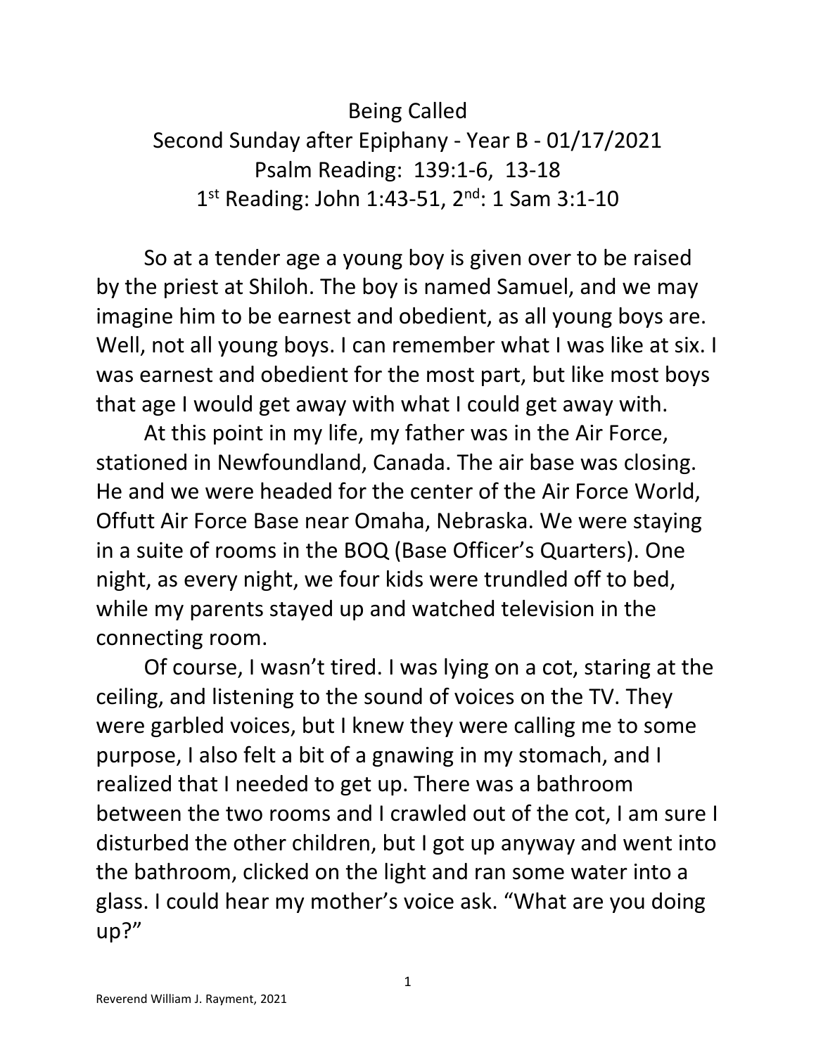# Being Called

## Second Sunday after Epiphany - Year B - 01/17/2021

## Psalm Reading: 139:1-6, 13-18

## 1st Reading: John 1:43-51, 2nd: 1 Sam 3:1-10

So at a tender age a young boy is given over to be raised by the priest at Shiloh. The boy is named Samuel, and we may imagine him to be earnest and obedient, as all young boys are. Well, not all young boys. I can remember what I was like at six. I was earnest and obedient for the most part, but like most boys that age I would get away with what I could get away with.

At this point in my life, my father was in the Air Force, stationed in Newfoundland, Canada. The air base was closing. He and we were headed for the center of the Air Force World, Offutt Air Force Base near Omaha, Nebraska. We were staying in a suite of rooms in the BOQ (Base Officer's Quarters). One night, as every night, we four kids were trundled off to bed, while my parents stayed up and watched television in the connecting room.

Of course, I wasn't tired. I was lying on a cot, staring at the ceiling, and listening to the sound of voices on the TV. They were garbled voices, but I knew they were calling me to some purpose, I also felt a bit of a gnawing in my stomach, and I realized that I needed to get up. There was a bathroom between the two rooms and I crawled out of the cot, I am sure I disturbed the other children, but I got up anyway and went into the bathroom, clicked on the light and ran some water into a glass. I could hear my mother's voice ask. "What are you doing up?"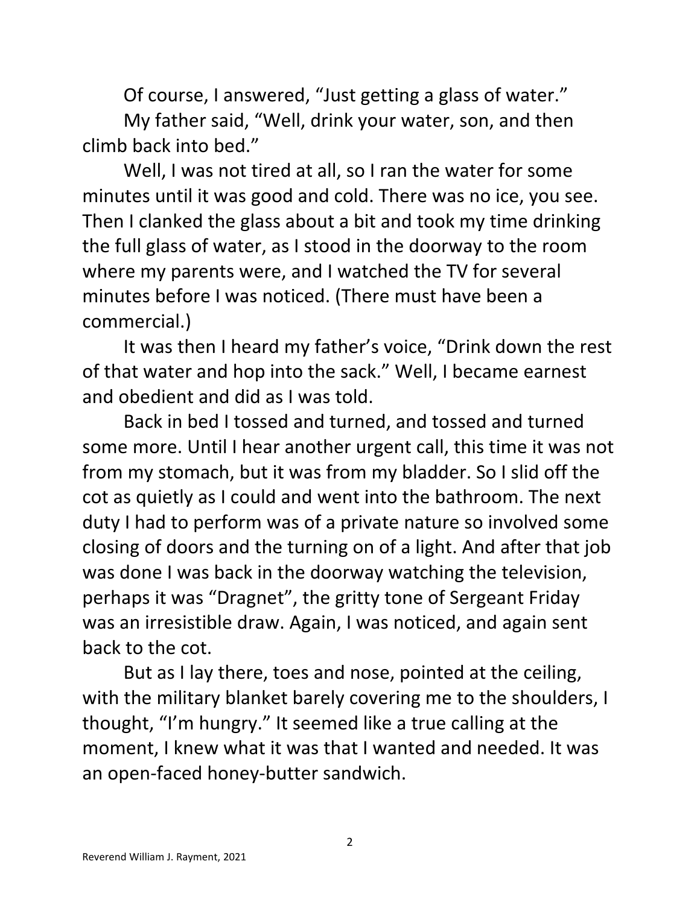Of course, I answered, "Just getting a glass of water."

My father said, "Well, drink your water, son, and then climb back into bed."

Well, I was not tired at all, so I ran the water for some minutes until it was good and cold. There was no ice, you see. Then I clanked the glass about a bit and took my time drinking the full glass of water, as I stood in the doorway to the room where my parents were, and I watched the TV for several minutes before I was noticed. (There must have been a commercial.)

It was then I heard my father's voice, "Drink down the rest of that water and hop into the sack." Well, I became earnest and obedient and did as I was told.

Back in bed I tossed and turned, and tossed and turned some more. Until I hear another urgent call, this time it was not from my stomach, but it was from my bladder. So I slid off the cot as quietly as I could and went into the bathroom. The next duty I had to perform was of a private nature so involved some closing of doors and the turning on of a light. And after that job was done I was back in the doorway watching the television, perhaps it was "Dragnet", the gritty tone of Sergeant Friday was an irresistible draw. Again, I was noticed, and again sent back to the cot.

But as I lay there, toes and nose, pointed at the ceiling, with the military blanket barely covering me to the shoulders, I thought, "I'm hungry." It seemed like a true calling at the moment, I knew what it was that I wanted and needed. It was an open-faced honey-butter sandwich.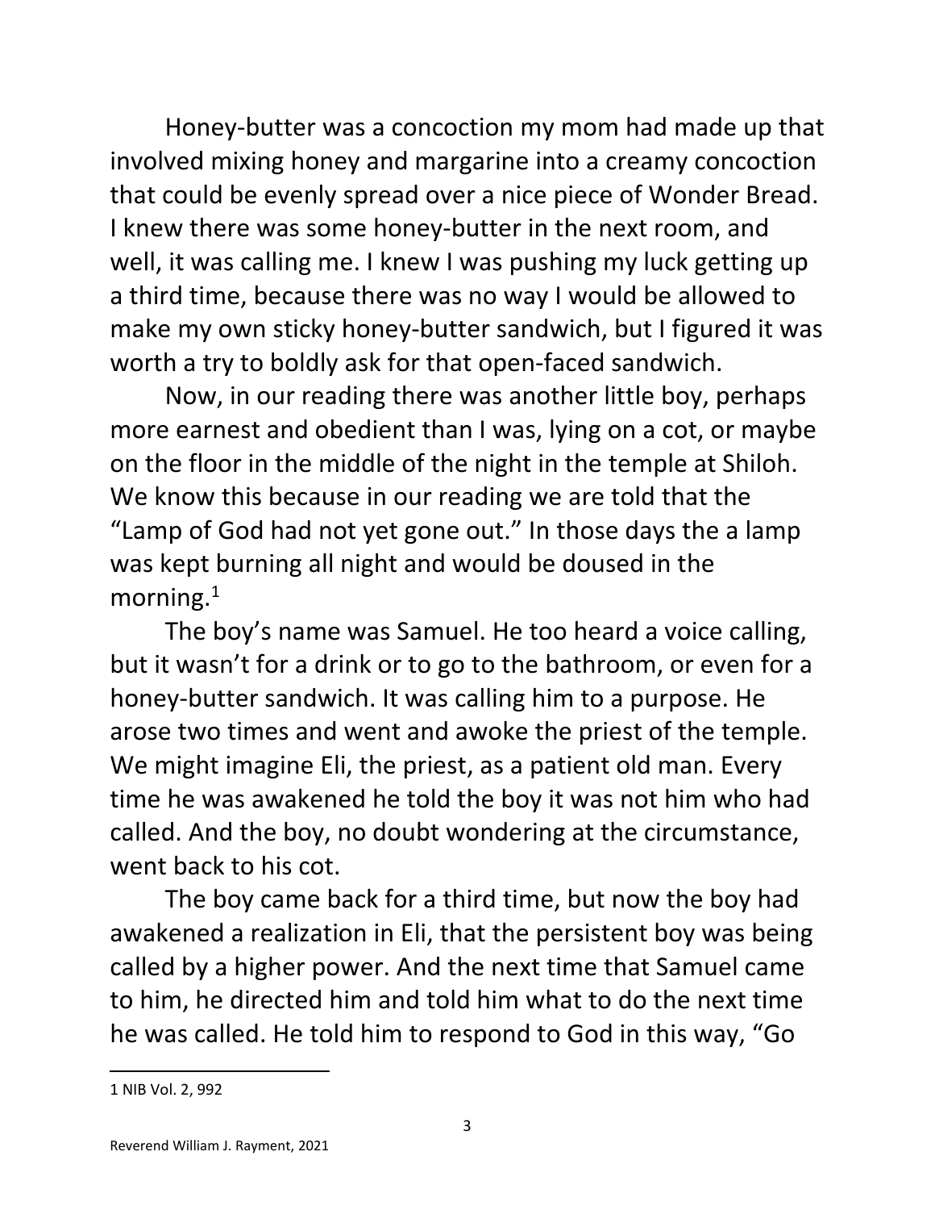Honey-butter was a concoction my mom had made up that involved mixing honey and margarine into a creamy concoction that could be evenly spread over a nice piece of Wonder Bread. I knew there was some honey-butter in the next room, and well, it was calling me. I knew I was pushing my luck getting up a third time, because there was no way I would be allowed to make my own sticky honey-butter sandwich, but I figured it was worth a try to boldly ask for that open-faced sandwich.

Now, in our reading there was another little boy, perhaps more earnest and obedient than I was, lying on a cot, or maybe on the floor in the middle of the night in the temple at Shiloh. We know this because in our reading we are told that the "Lamp of God had not yet gone out." In those days the a lamp was kept burning all night and would be doused in the morning.[1]

The boy's name was Samuel. He too heard a voice calling, but it wasn't for a drink or to go to the bathroom, or even for a honey-butter sandwich. It was calling him to a purpose. He arose two times and went and awoke the priest of the temple. We might imagine Eli, the priest, as a patient old man. Every time he was awakened he told the boy it was not him who had called. And the boy, no doubt wondering at the circumstance, went back to his cot.

The boy came back for a third time, but now the boy had awakened a realization in Eli, that the persistent boy was being called by a higher power. And the next time that Samuel came to him, he directed him and told him what to do the next time he was called. He told him to respond to God in this way, "Go

---

1 NIB Vol. 2, 992

Reverend William J. Rayment, 2021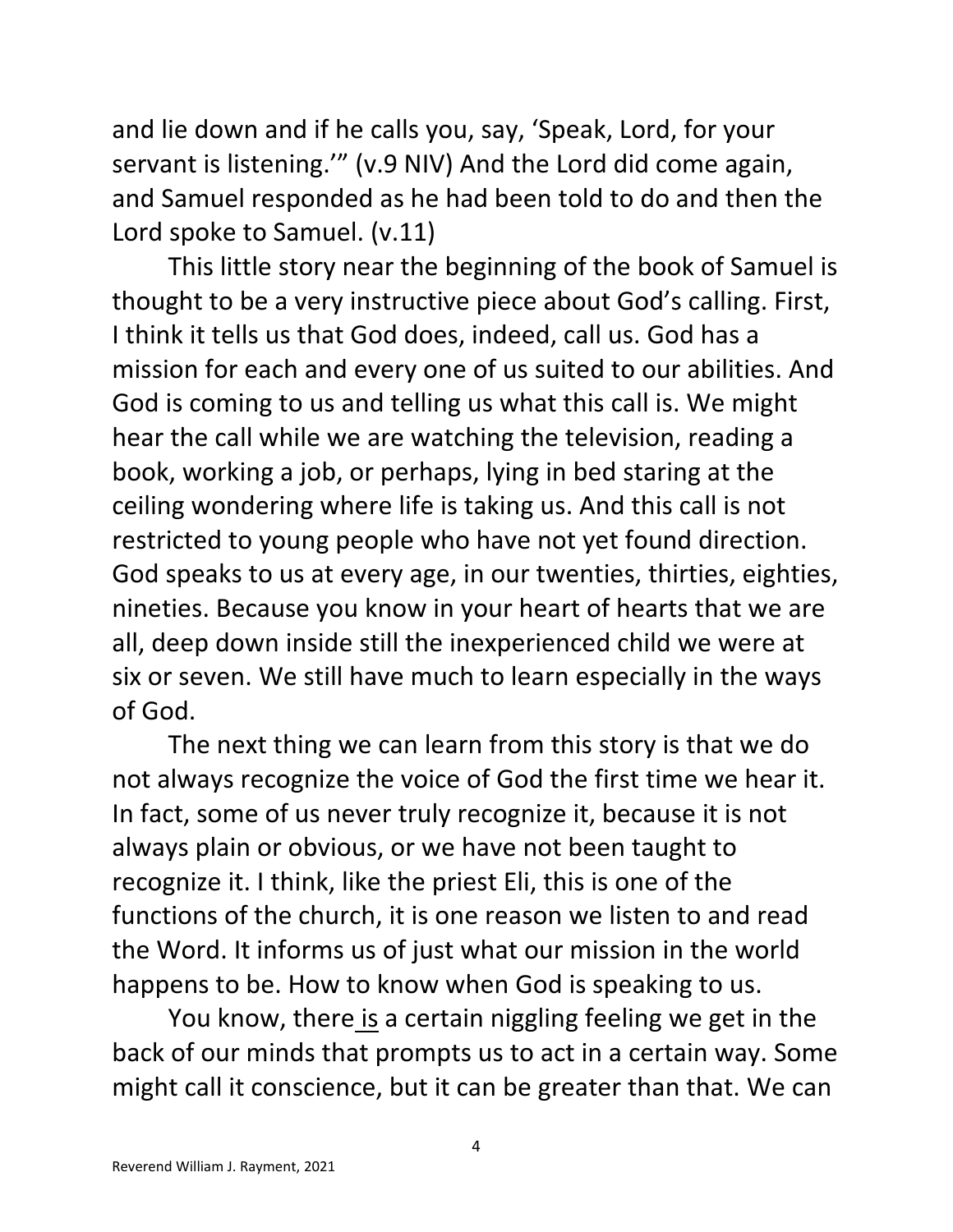and lie down and if he calls you, say, 'Speak, Lord, for your servant is listening.'" (v.9 NIV) And the Lord did come again, and Samuel responded as he had been told to do and then the Lord spoke to Samuel. (v.11)

This little story near the beginning of the book of Samuel is thought to be a very instructive piece about God's calling. First, I think it tells us that God does, indeed, call us. God has a mission for each and every one of us suited to our abilities. And God is coming to us and telling us what this call is. We might hear the call while we are watching the television, reading a book, working a job, or perhaps, lying in bed staring at the ceiling wondering where life is taking us. And this call is not restricted to young people who have not yet found direction. God speaks to us at every age, in our twenties, thirties, eighties, nineties. Because you know in your heart of hearts that we are all, deep down inside still the inexperienced child we were at six or seven. We still have much to learn especially in the ways of God.

The next thing we can learn from this story is that we do not always recognize the voice of God the first time we hear it. In fact, some of us never truly recognize it, because it is not always plain or obvious, or we have not been taught to recognize it. I think, like the priest Eli, this is one of the functions of the church, it is one reason we listen to and read the Word. It informs us of just what our mission in the world happens to be. How to know when God is speaking to us.

You know, there is a certain niggling feeling we get in the back of our minds that prompts us to act in a certain way. Some might call it conscience, but it can be greater than that. We can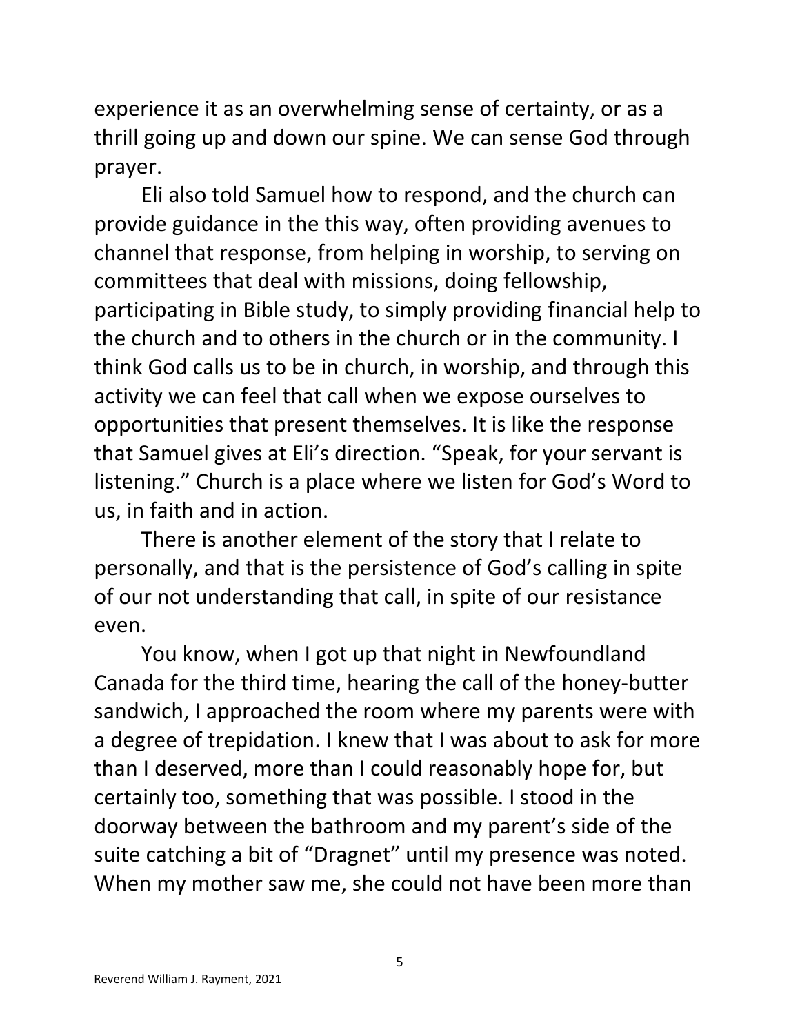experience it as an overwhelming sense of certainty, or as a thrill going up and down our spine. We can sense God through prayer.

Eli also told Samuel how to respond, and the church can provide guidance in the this way, often providing avenues to channel that response, from helping in worship, to serving on committees that deal with missions, doing fellowship, participating in Bible study, to simply providing financial help to the church and to others in the church or in the community. I think God calls us to be in church, in worship, and through this activity we can feel that call when we expose ourselves to opportunities that present themselves. It is like the response that Samuel gives at Eli's direction. "Speak, for your servant is listening." Church is a place where we listen for God's Word to us, in faith and in action.

There is another element of the story that I relate to personally, and that is the persistence of God's calling in spite of our not understanding that call, in spite of our resistance even.

You know, when I got up that night in Newfoundland Canada for the third time, hearing the call of the honey-butter sandwich, I approached the room where my parents were with a degree of trepidation. I knew that I was about to ask for more than I deserved, more than I could reasonably hope for, but certainly too, something that was possible. I stood in the doorway between the bathroom and my parent's side of the suite catching a bit of "Dragnet" until my presence was noted. When my mother saw me, she could not have been more than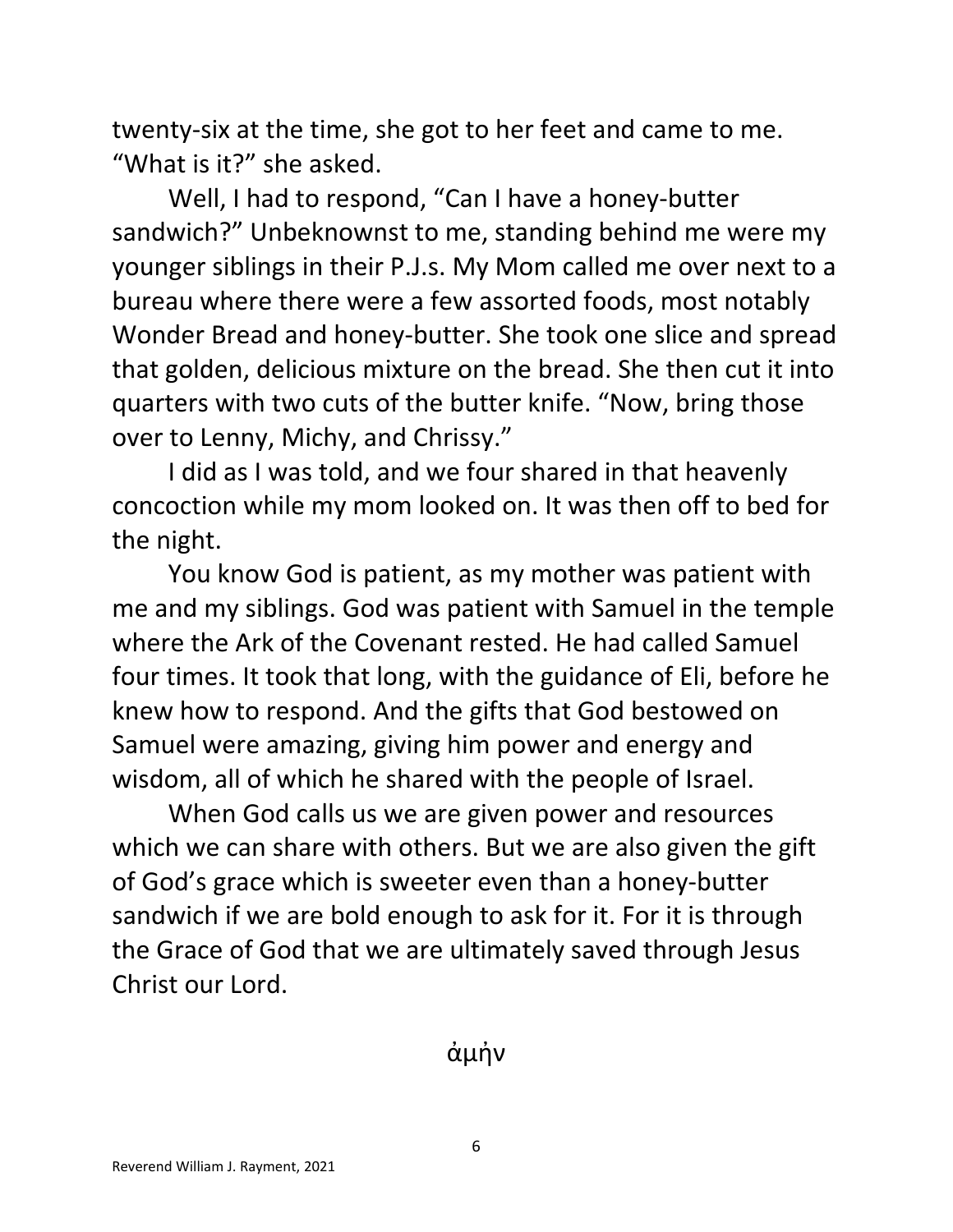twenty-six at the time, she got to her feet and came to me. "What is it?" she asked.

Well, I had to respond, "Can I have a honey-butter sandwich?" Unbeknownst to me, standing behind me were my younger siblings in their P.J.s. My Mom called me over next to a bureau where there were a few assorted foods, most notably Wonder Bread and honey-butter. She took one slice and spread that golden, delicious mixture on the bread. She then cut it into quarters with two cuts of the butter knife. "Now, bring those over to Lenny, Michy, and Chrissy."

I did as I was told, and we four shared in that heavenly concoction while my mom looked on. It was then off to bed for the night.

You know God is patient, as my mother was patient with me and my siblings. God was patient with Samuel in the temple where the Ark of the Covenant rested. He had called Samuel four times. It took that long, with the guidance of Eli, before he knew how to respond. And the gifts that God bestowed on Samuel were amazing, giving him power and energy and wisdom, all of which he shared with the people of Israel.

When God calls us we are given power and resources which we can share with others. But we are also given the gift of God's grace which is sweeter even than a honey-butter sandwich if we are bold enough to ask for it. For it is through the Grace of God that we are ultimately saved through Jesus Christ our Lord.

ἀμὴν

Reverend William J. Rayment, 2021